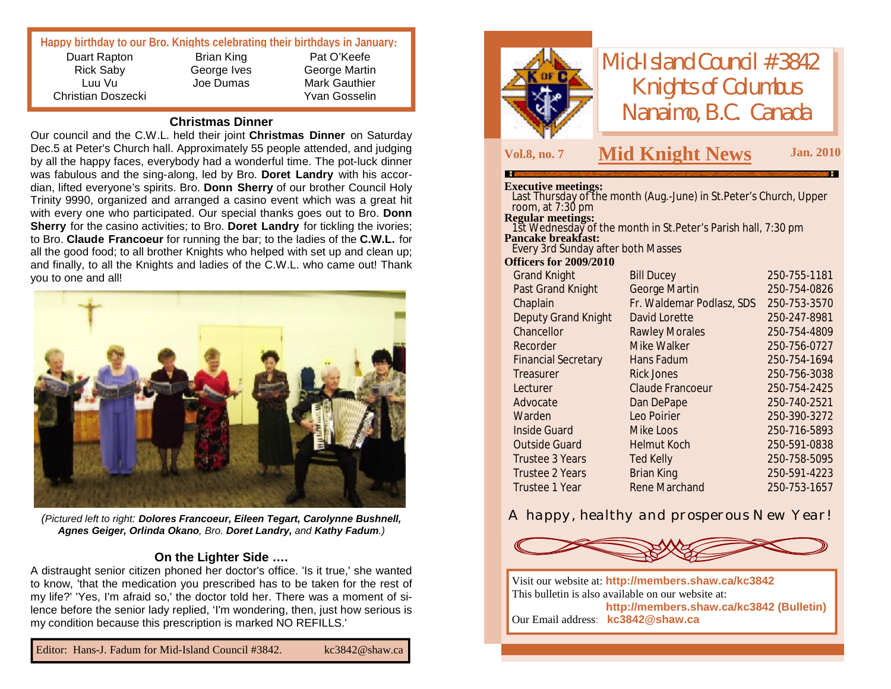# Mid-Island Council #3842 Knights of Columbus Nanaimo, B.C. Canada

## Mid Knight News

Vol.8, no. 7 — Jan. 2010

**Executive meetings:**
Last Thursday of the month (Aug.-June) in St.Peter's Church, Upper room, at 7:30 pm

**Regular meetings:**
1st Wednesday of the month in St.Peter's Parish hall, 7:30 pm

**Pancake breakfast:**
Every 3rd Sunday after both Masses

**Officers for 2009/2010**

| | | |
|---|---|---|
| Grand Knight | Bill Ducey | 250-755-1181 |
| Past Grand Knight | George Martin | 250-754-0826 |
| Chaplain | Fr. Waldemar Podlasz, SDS | 250-753-3570 |
| Deputy Grand Knight | David Lorette | 250-247-8981 |
| Chancellor | Rawley Morales | 250-754-4809 |
| Recorder | Mike Walker | 250-756-0727 |
| Financial Secretary | Hans Fadum | 250-754-1694 |
| Treasurer | Rick Jones | 250-756-3038 |
| Lecturer | Claude Francoeur | 250-754-2425 |
| Advocate | Dan DePape | 250-740-2521 |
| Warden | Leo Poirier | 250-390-3272 |
| Inside Guard | Mike Loos | 250-716-5893 |
| Outside Guard | Helmut Koch | 250-591-0838 |
| Trustee 3 Years | Ted Kelly | 250-758-5095 |
| Trustee 2 Years | Brian King | 250-591-4223 |
| Trustee 1 Year | Rene Marchand | 250-753-1657 |

A happy, healthy and prosperous New Year!

Visit our website at: **http://members.shaw.ca/kc3842**
This bulletin is also available on our website at: **http://members.shaw.ca/kc3842 (Bulletin)**
Our Email address: **kc3842@shaw.ca**

**Happy birthday to our Bro. Knights celebrating their birthdays in January:**

| | | |
|---|---|---|
| Duart Rapton | Brian King | Pat O'Keefe |
| Rick Saby | George Ives | George Martin |
| Luu Vu | Joe Dumas | Mark Gauthier |
| Christian Doszecki | | Yvan Gosselin |

### Christmas Dinner

Our council and the C.W.L. held their joint **Christmas Dinner** on Saturday Dec.5 at Peter's Church hall. Approximately 55 people attended, and judging by all the happy faces, everybody had a wonderful time. The pot-luck dinner was fabulous and the sing-along, led by Bro. **Doret Landry** with his accordian, lifted everyone's spirits. Bro. **Donn Sherry** of our brother Council Holy Trinity 9990, organized and arranged a casino event which was a great hit with every one who participated. Our special thanks goes out to Bro. **Donn Sherry** for the casino activities; to Bro. **Doret Landry** for tickling the ivories; to Bro. **Claude Francoeur** for running the bar; to the ladies of the **C.W.L.** for all the good food; to all brother Knights who helped with set up and clean up; and finally, to all the Knights and ladies of the C.W.L. who came out! Thank you to one and all!

*(Pictured left to right:* ***Dolores Francoeur, Eileen Tegart, Carolynne Bushnell, Agnes Geiger, Orlinda Okano****, Bro.* ***Doret Landry,*** *and* ***Kathy Fadum****.)*

### On the Lighter Side ….

A distraught senior citizen phoned her doctor's office. 'Is it true,' she wanted to know, 'that the medication you prescribed has to be taken for the rest of my life?' 'Yes, I'm afraid so,' the doctor told her. There was a moment of silence before the senior lady replied, 'I'm wondering, then, just how serious is my condition because this prescription is marked NO REFILLS.'

Editor: Hans-J. Fadum for Mid-Island Council #3842. kc3842@shaw.ca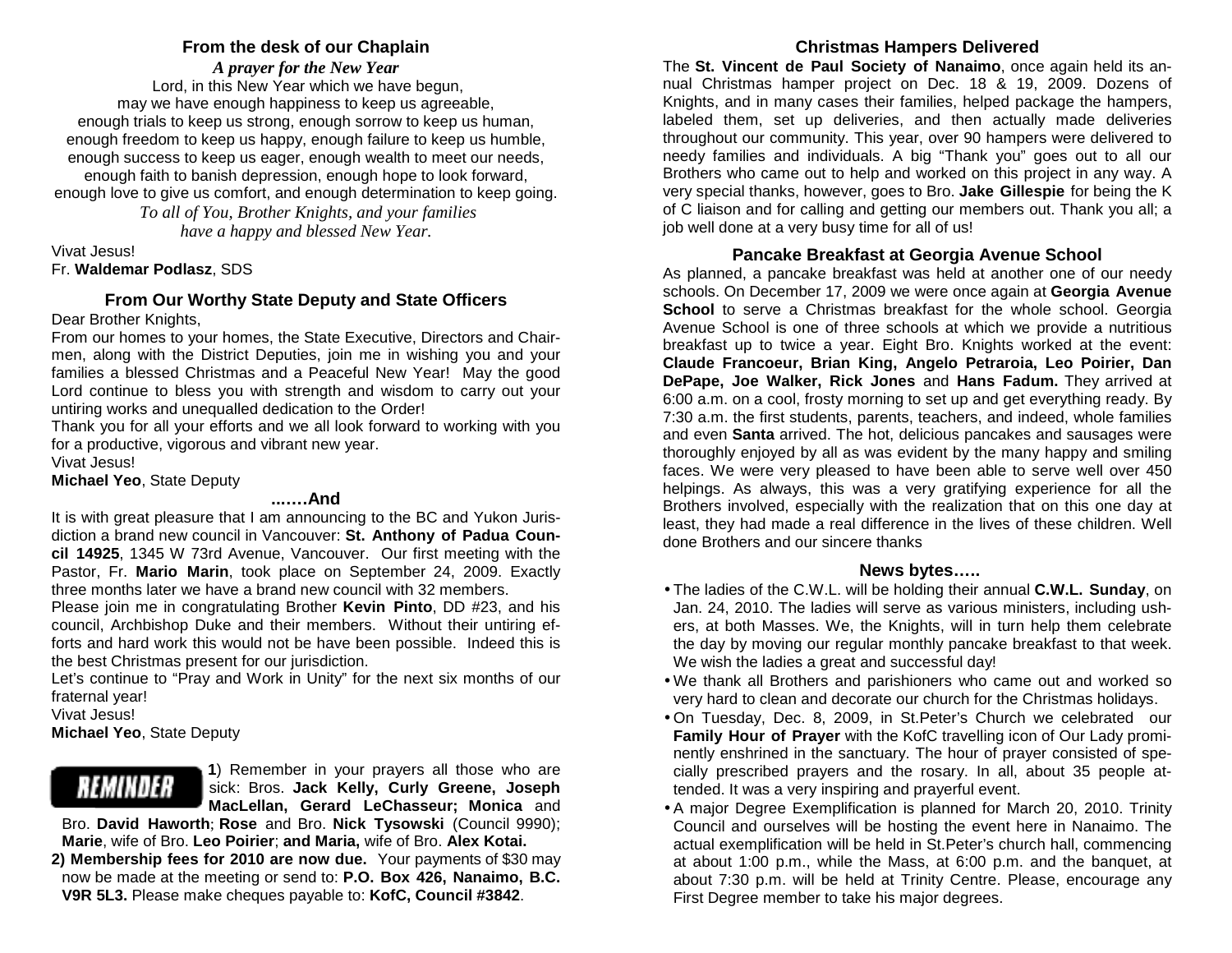## From the desk of our Chaplain

***A prayer for the New Year***

Lord, in this New Year which we have begun,
may we have enough happiness to keep us agreeable,
enough trials to keep us strong, enough sorrow to keep us human,
enough freedom to keep us happy, enough failure to keep us humble,
enough success to keep us eager, enough wealth to meet our needs,
enough faith to banish depression, enough hope to look forward,
enough love to give us comfort, and enough determination to keep going.

*To all of You, Brother Knights, and your families have a happy and blessed New Year.*

Vivat Jesus!
Fr. **Waldemar Podlasz**, SDS

## From Our Worthy State Deputy and State Officers

Dear Brother Knights,

From our homes to your homes, the State Executive, Directors and Chairmen, along with the District Deputies, join me in wishing you and your families a blessed Christmas and a Peaceful New Year! May the good Lord continue to bless you with strength and wisdom to carry out your untiring works and unequalled dedication to the Order!

Thank you for all your efforts and we all look forward to working with you for a productive, vigorous and vibrant new year.

Vivat Jesus!
**Michael Yeo**, State Deputy

**……And**

It is with great pleasure that I am announcing to the BC and Yukon Jurisdiction a brand new council in Vancouver: **St. Anthony of Padua Council 14925**, 1345 W 73rd Avenue, Vancouver. Our first meeting with the Pastor, Fr. **Mario Marin**, took place on September 24, 2009. Exactly three months later we have a brand new council with 32 members.

Please join me in congratulating Brother **Kevin Pinto**, DD #23, and his council, Archbishop Duke and their members. Without their untiring efforts and hard work this would not be have been possible. Indeed this is the best Christmas present for our jurisdiction.

Let's continue to "Pray and Work in Unity" for the next six months of our fraternal year!

Vivat Jesus!
**Michael Yeo**, State Deputy

**REMINDER**

**1**) Remember in your prayers all those who are sick: Bros. **Jack Kelly, Curly Greene, Joseph MacLellan, Gerard LeChasseur; Monica** and Bro. **David Haworth**; **Rose** and Bro. **Nick Tysowski** (Council 9990); **Marie**, wife of Bro. **Leo Poirier**; **and Maria,** wife of Bro. **Alex Kotai.**

**2) Membership fees for 2010 are now due.** Your payments of $30 may now be made at the meeting or send to: **P.O. Box 426, Nanaimo, B.C. V9R 5L3.** Please make cheques payable to: **KofC, Council #3842**.

## Christmas Hampers Delivered

The **St. Vincent de Paul Society of Nanaimo**, once again held its annual Christmas hamper project on Dec. 18 & 19, 2009. Dozens of Knights, and in many cases their families, helped package the hampers, labeled them, set up deliveries, and then actually made deliveries throughout our community. This year, over 90 hampers were delivered to needy families and individuals. A big "Thank you" goes out to all our Brothers who came out to help and worked on this project in any way. A very special thanks, however, goes to Bro. **Jake Gillespie** for being the K of C liaison and for calling and getting our members out. Thank you all; a job well done at a very busy time for all of us!

## Pancake Breakfast at Georgia Avenue School

As planned, a pancake breakfast was held at another one of our needy schools. On December 17, 2009 we were once again at **Georgia Avenue School** to serve a Christmas breakfast for the whole school. Georgia Avenue School is one of three schools at which we provide a nutritious breakfast up to twice a year. Eight Bro. Knights worked at the event: **Claude Francoeur, Brian King, Angelo Petraroia, Leo Poirier, Dan DePape, Joe Walker, Rick Jones** and **Hans Fadum.** They arrived at 6:00 a.m. on a cool, frosty morning to set up and get everything ready. By 7:30 a.m. the first students, parents, teachers, and indeed, whole families and even **Santa** arrived. The hot, delicious pancakes and sausages were thoroughly enjoyed by all as was evident by the many happy and smiling faces. We were very pleased to have been able to serve well over 450 helpings. As always, this was a very gratifying experience for all the Brothers involved, especially with the realization that on this one day at least, they had made a real difference in the lives of these children. Well done Brothers and our sincere thanks

## News bytes…..

- The ladies of the C.W.L. will be holding their annual **C.W.L. Sunday**, on Jan. 24, 2010. The ladies will serve as various ministers, including ushers, at both Masses. We, the Knights, will in turn help them celebrate the day by moving our regular monthly pancake breakfast to that week. We wish the ladies a great and successful day!
- We thank all Brothers and parishioners who came out and worked so very hard to clean and decorate our church for the Christmas holidays.
- On Tuesday, Dec. 8, 2009, in St.Peter's Church we celebrated our **Family Hour of Prayer** with the KofC travelling icon of Our Lady prominently enshrined in the sanctuary. The hour of prayer consisted of specially prescribed prayers and the rosary. In all, about 35 people attended. It was a very inspiring and prayerful event.
- A major Degree Exemplification is planned for March 20, 2010. Trinity Council and ourselves will be hosting the event here in Nanaimo. The actual exemplification will be held in St.Peter's church hall, commencing at about 1:00 p.m., while the Mass, at 6:00 p.m. and the banquet, at about 7:30 p.m. will be held at Trinity Centre. Please, encourage any First Degree member to take his major degrees.